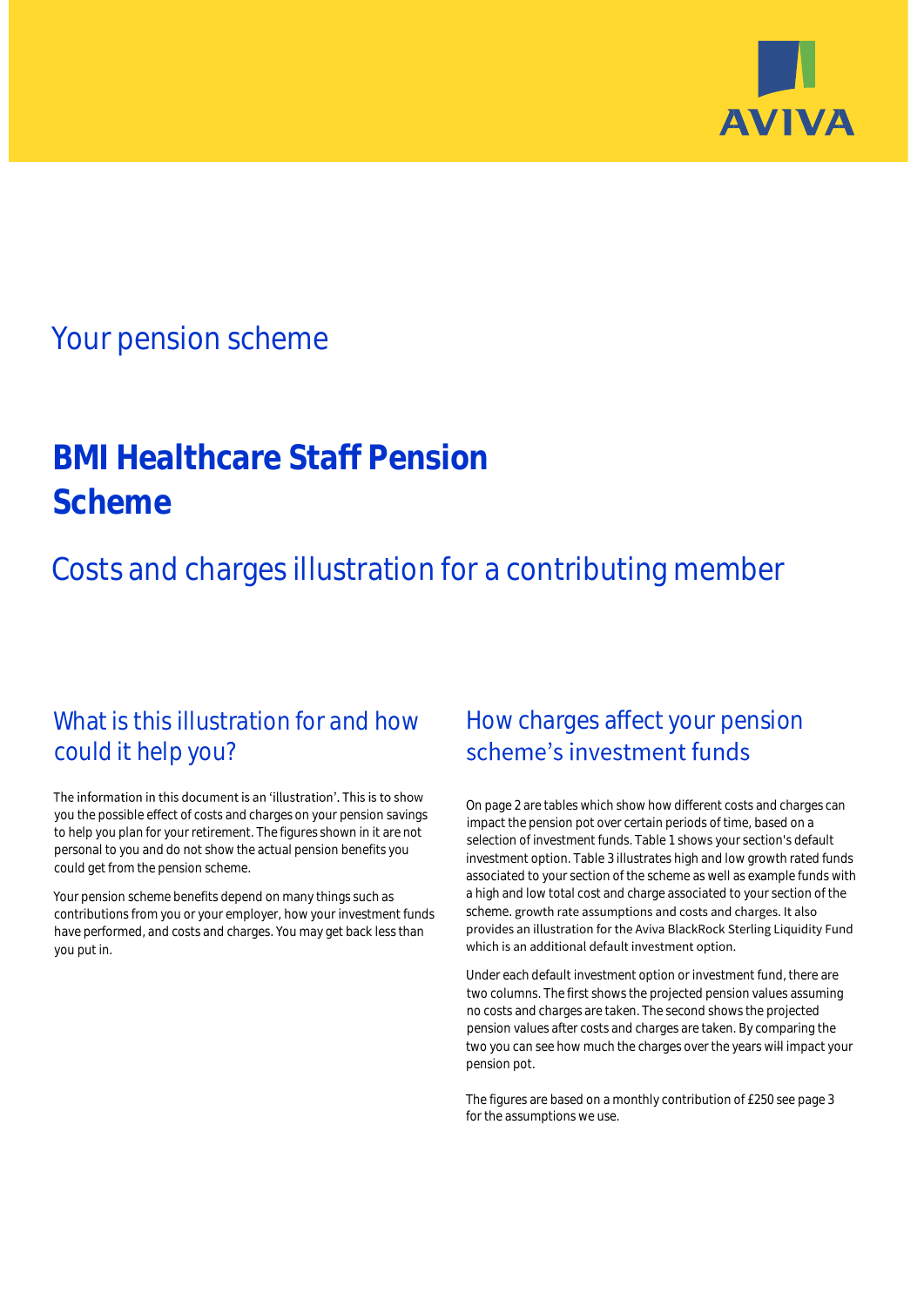# Your pension scheme

# BMI Healthcare Staff Pension Scheme

## Costs and charges illustration for a contributing member

## What is this illustration for and how could it help you?

The information in this document is an 'illustration'. This is to show you the possible effect of costs and charges on your pension savings to help you plan for your retirement. The figures shown in it are not personal to you and do not show the actual pension benefits you could get from the pension scheme.

Your pension scheme benefits depend on many things such as contributions from you or your employer, how your investment funds have performed, and costs and charges. You may get back less than you put in.

## How charges affect your pension scheme's investment funds

On page 2 are tables which show how different costs and charges can impact the pension pot over certain periods of time, based on a selection of investment funds. Table 1 shows your section's default investment option. Table 3 illustrates high and low growth rated funds associated to your section of the scheme as well as example funds with a high and low total cost and charge associated to your section of the scheme. growth rate assumptions and costs and charges. It also provides an illustration for the Aviva BlackRock Sterling Liquidity Fund which is an additional default investment option.

Under each default investment option or investment fund, there are two columns. The first shows the projected pension values assuming no costs and charges are taken. The second shows the projected pension values after costs and charges are taken. By comparing the two you can see how much the charges over the years will impact your pension pot.

The figures are based on a monthly contribution of £250 see page 3 for the assumptions we use.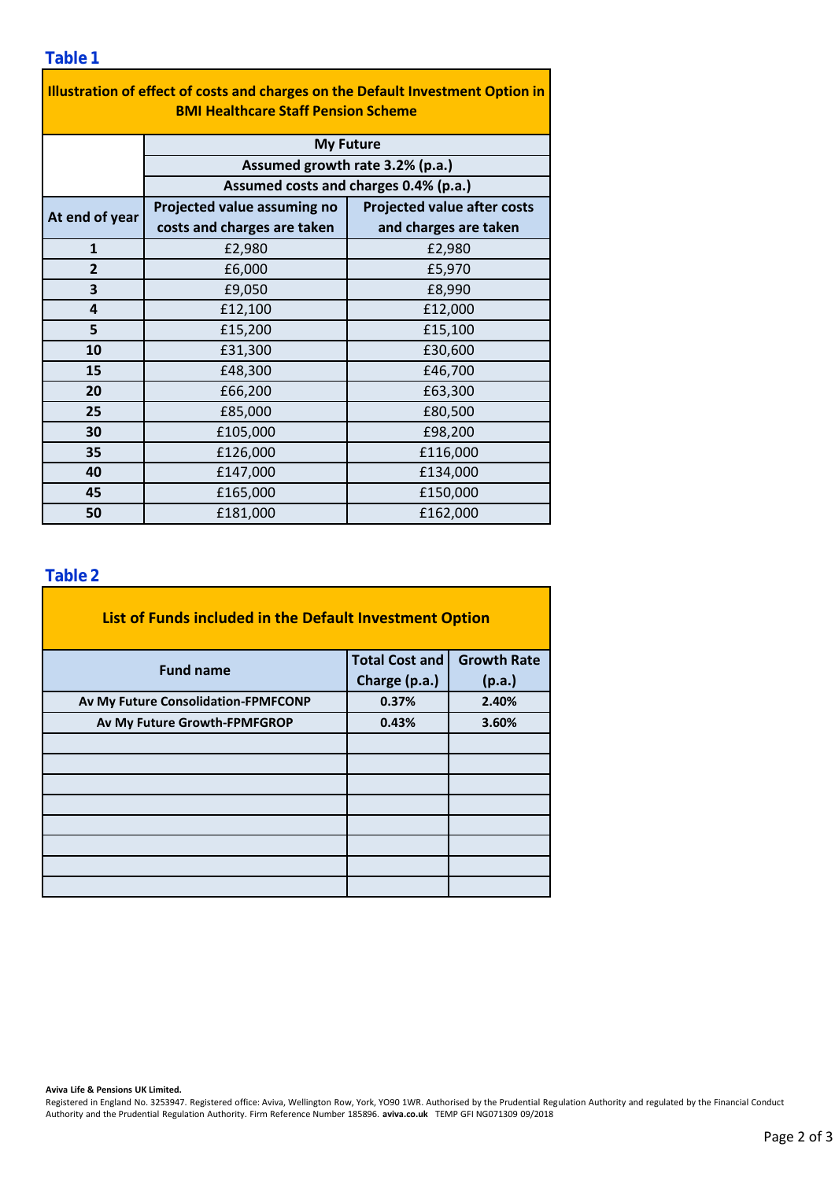## Table 1

| Illustration of effect of costs and charges on the Default Investment Option in BMI Healthcare Staff Pension Scheme | | |
|---|---|---|
| | My Future | |
| | Assumed growth rate 3.2% (p.a.) | |
| | Assumed costs and charges 0.4% (p.a.) | |
| At end of year | Projected value assuming no costs and charges are taken | Projected value after costs and charges are taken |
| 1 | £2,980 | £2,980 |
| 2 | £6,000 | £5,970 |
| 3 | £9,050 | £8,990 |
| 4 | £12,100 | £12,000 |
| 5 | £15,200 | £15,100 |
| 10 | £31,300 | £30,600 |
| 15 | £48,300 | £46,700 |
| 20 | £66,200 | £63,300 |
| 25 | £85,000 | £80,500 |
| 30 | £105,000 | £98,200 |
| 35 | £126,000 | £116,000 |
| 40 | £147,000 | £134,000 |
| 45 | £165,000 | £150,000 |
| 50 | £181,000 | £162,000 |

## Table 2

**List of Funds included in the Default Investment Option**

| Fund name | Total Cost and Charge (p.a.) | Growth Rate (p.a.) |
|---|---|---|
| Av My Future Consolidation-FPMFCONP | 0.37% | 2.40% |
| Av My Future Growth-FPMFGROP | 0.43% | 3.60% |

**Aviva Life & Pensions UK Limited.**
Registered in England No. 3253947. Registered office: Aviva, Wellington Row, York, YO90 1WR. Authorised by the Prudential Regulation Authority and regulated by the Financial Conduct Authority and the Prudential Regulation Authority. Firm Reference Number 185896. **aviva.co.uk** TEMP GFI NG071309 09/2018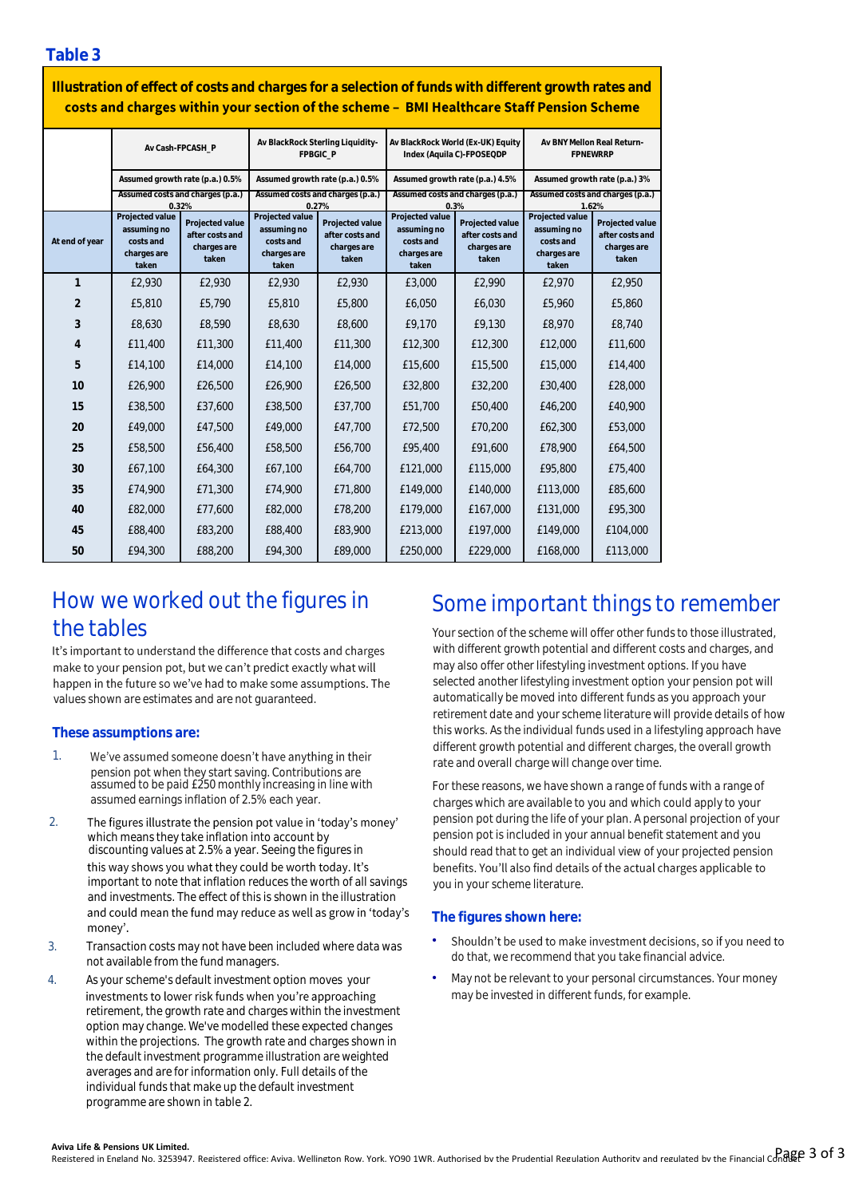## Table 3

| Illustration of effect of costs and charges for a selection of funds with different growth rates and costs and charges within your section of the scheme – BMI Healthcare Staff Pension Scheme | | | | | | | | |
|---|---|---|---|---|---|---|---|---|
| | Av Cash-FPCASH_P | | Av BlackRock Sterling Liquidity-FPBGIC_P | | Av BlackRock World (Ex-UK) Equity Index (Aquila C)-FPOSEQDP | | Av BNY Mellon Real Return-FPNEWRRP | |
| | Assumed growth rate (p.a.) 0.5% | | Assumed growth rate (p.a.) 0.5% | | Assumed growth rate (p.a.) 4.5% | | Assumed growth rate (p.a.) 3% | |
| | Assumed costs and charges (p.a.) 0.32% | | Assumed costs and charges (p.a.) 0.27% | | Assumed costs and charges (p.a.) 0.3% | | Assumed costs and charges (p.a.) 1.62% | |
| At end of year | Projected value assuming no costs and charges are taken | Projected value after costs and charges are taken | Projected value assuming no costs and charges are taken | Projected value after costs and charges are taken | Projected value assuming no costs and charges are taken | Projected value after costs and charges are taken | Projected value assuming no costs and charges are taken | Projected value after costs and charges are taken |
| 1 | £2,930 | £2,930 | £2,930 | £2,930 | £3,000 | £2,990 | £2,970 | £2,950 |
| 2 | £5,810 | £5,790 | £5,810 | £5,800 | £6,050 | £6,030 | £5,960 | £5,860 |
| 3 | £8,630 | £8,590 | £8,630 | £8,600 | £9,170 | £9,130 | £8,970 | £8,740 |
| 4 | £11,400 | £11,300 | £11,400 | £11,300 | £12,300 | £12,300 | £12,000 | £11,600 |
| 5 | £14,100 | £14,000 | £14,100 | £14,000 | £15,600 | £15,500 | £15,000 | £14,400 |
| 10 | £26,900 | £26,500 | £26,900 | £26,500 | £32,800 | £32,200 | £30,400 | £28,000 |
| 15 | £38,500 | £37,600 | £38,500 | £37,700 | £51,700 | £50,400 | £46,200 | £40,900 |
| 20 | £49,000 | £47,500 | £49,000 | £47,700 | £72,500 | £70,200 | £62,300 | £53,000 |
| 25 | £58,500 | £56,400 | £58,500 | £56,700 | £95,400 | £91,600 | £78,900 | £64,500 |
| 30 | £67,100 | £64,300 | £67,100 | £64,700 | £121,000 | £115,000 | £95,800 | £75,400 |
| 35 | £74,900 | £71,300 | £74,900 | £71,800 | £149,000 | £140,000 | £113,000 | £85,600 |
| 40 | £82,000 | £77,600 | £82,000 | £78,200 | £179,000 | £167,000 | £131,000 | £95,300 |
| 45 | £88,400 | £83,200 | £88,400 | £83,900 | £213,000 | £197,000 | £149,000 | £104,000 |
| 50 | £94,300 | £88,200 | £94,300 | £89,000 | £250,000 | £229,000 | £168,000 | £113,000 |

# How we worked out the figures in the tables

It's important to understand the difference that costs and charges make to your pension pot, but we can't predict exactly what will happen in the future so we've had to make some assumptions. The values shown are estimates and are not guaranteed.

### These assumptions are:

1. We've assumed someone doesn't have anything in their pension pot when they start saving. Contributions are assumed to be paid £250 monthly increasing in line with assumed earnings inflation of 2.5% each year.
2. The figures illustrate the pension pot value in 'today's money' which means they take inflation into account by discounting values at 2.5% a year. Seeing the figures in this way shows you what they could be worth today. It's important to note that inflation reduces the worth of all savings and investments. The effect of this is shown in the illustration and could mean the fund may reduce as well as grow in 'today's money'.
3. Transaction costs may not have been included where data was not available from the fund managers.
4. As your scheme's default investment option moves your investments to lower risk funds when you're approaching retirement, the growth rate and charges within the investment option may change. We've modelled these expected changes within the projections. The growth rate and charges shown in the default investment programme illustration are weighted averages and are for information only. Full details of the individual funds that make up the default investment programme are shown in table 2.

# Some important things to remember

Your section of the scheme will offer other funds to those illustrated, with different growth potential and different costs and charges, and may also offer other lifestyling investment options. If you have selected another lifestyling investment option your pension pot will automatically be moved into different funds as you approach your retirement date and your scheme literature will provide details of how this works. As the individual funds used in a lifestyling approach have different growth potential and different charges, the overall growth rate and overall charge will change over time.

For these reasons, we have shown a range of funds with a range of charges which are available to you and which could apply to your pension pot during the life of your plan. A personal projection of your pension pot is included in your annual benefit statement and you should read that to get an individual view of your projected pension benefits. You'll also find details of the actual charges applicable to you in your scheme literature.

### The figures shown here:

- Shouldn't be used to make investment decisions, so if you need to do that, we recommend that you take financial advice.
- May not be relevant to your personal circumstances. Your money may be invested in different funds, for example.

**Aviva Life & Pensions UK Limited.**
Registered in England No. 3253947. Registered office: Aviva, Wellington Row, York, YO90 1WR. Authorised by the Prudential Regulation Authority and regulated by the Financial Conduct